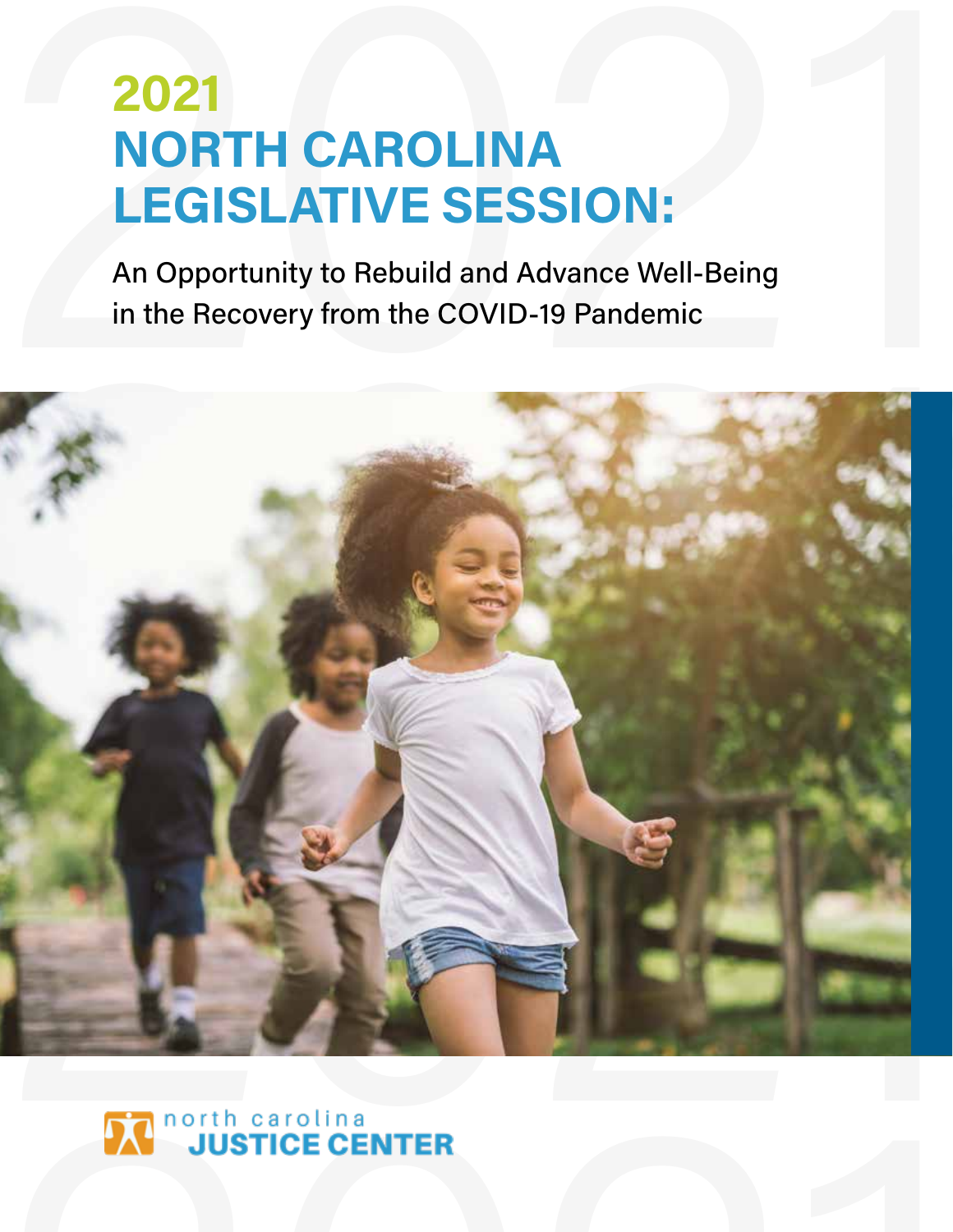# 2021 NORTH CAROLINA LEGISLATIVE SESSION:

An Opportunity to Rebuild and Advance Well-Being in the Recovery from the COVID-19 Pandemic

north carolina JUSTICE CENTER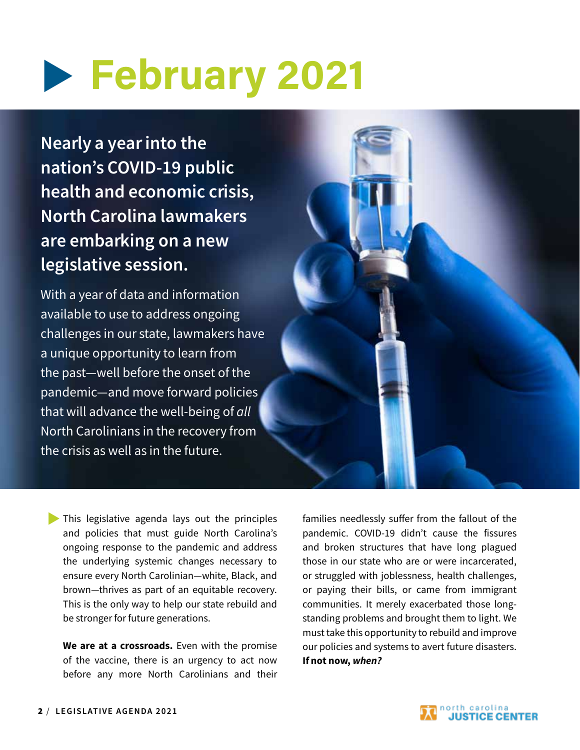# February 2021

**Nearly a year into the nation's COVID-19 public health and economic crisis, North Carolina lawmakers are embarking on a new legislative session.**

With a year of data and information available to use to address ongoing challenges in our state, lawmakers have a unique opportunity to learn from the past—well before the onset of the pandemic—and move forward policies that will advance the well-being of *all* North Carolinians in the recovery from the crisis as well as in the future.

This legislative agenda lays out the principles and policies that must guide North Carolina's ongoing response to the pandemic and address the underlying systemic changes necessary to ensure every North Carolinian—white, Black, and brown—thrives as part of an equitable recovery. This is the only way to help our state rebuild and be stronger for future generations.

**We are at a crossroads.** Even with the promise of the vaccine, there is an urgency to act now before any more North Carolinians and their families needlessly suffer from the fallout of the pandemic. COVID-19 didn't cause the fissures and broken structures that have long plagued those in our state who are or were incarcerated, or struggled with joblessness, health challenges, or paying their bills, or came from immigrant communities. It merely exacerbated those long-standing problems and brought them to light. We must take this opportunity to rebuild and improve our policies and systems to avert future disasters. **If not now, *when?***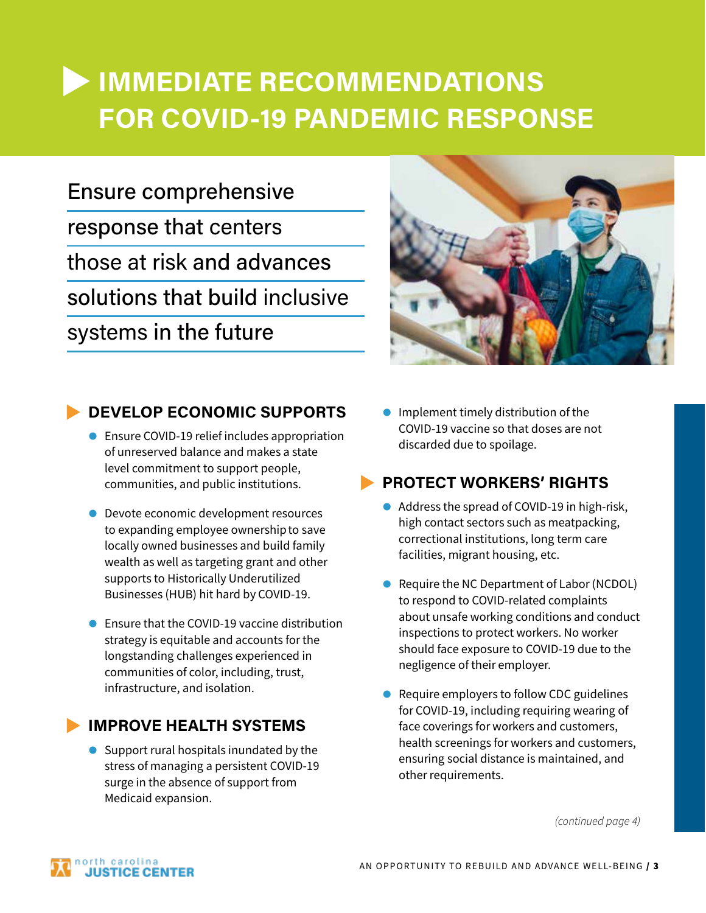# IMMEDIATE RECOMMENDATIONS FOR COVID-19 PANDEMIC RESPONSE

Ensure comprehensive response that centers those at risk and advances solutions that build inclusive systems in the future

## DEVELOP ECONOMIC SUPPORTS

- Ensure COVID-19 relief includes appropriation of unreserved balance and makes a state level commitment to support people, communities, and public institutions.
- Devote economic development resources to expanding employee ownership to save locally owned businesses and build family wealth as well as targeting grant and other supports to Historically Underutilized Businesses (HUB) hit hard by COVID-19.
- Ensure that the COVID-19 vaccine distribution strategy is equitable and accounts for the longstanding challenges experienced in communities of color, including, trust, infrastructure, and isolation.

## IMPROVE HEALTH SYSTEMS

- Support rural hospitals inundated by the stress of managing a persistent COVID-19 surge in the absence of support from Medicaid expansion.
- Implement timely distribution of the COVID-19 vaccine so that doses are not discarded due to spoilage.

## PROTECT WORKERS' RIGHTS

- Address the spread of COVID-19 in high-risk, high contact sectors such as meatpacking, correctional institutions, long term care facilities, migrant housing, etc.
- Require the NC Department of Labor (NCDOL) to respond to COVID-related complaints about unsafe working conditions and conduct inspections to protect workers. No worker should face exposure to COVID-19 due to the negligence of their employer.
- Require employers to follow CDC guidelines for COVID-19, including requiring wearing of face coverings for workers and customers, health screenings for workers and customers, ensuring social distance is maintained, and other requirements.

*(continued page 4)*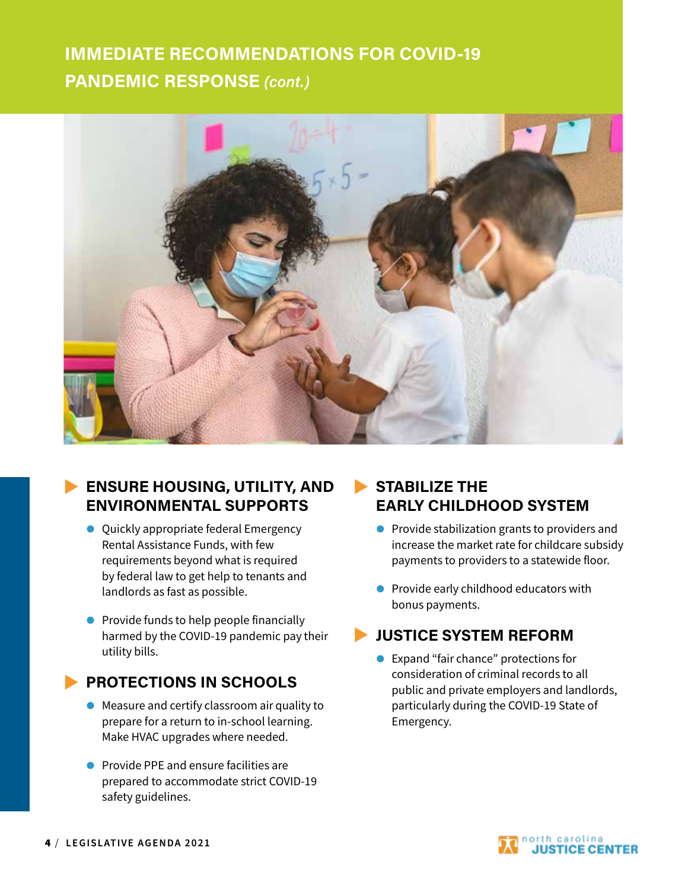# IMMEDIATE RECOMMENDATIONS FOR COVID-19 PANDEMIC RESPONSE *(cont.)*

## ENSURE HOUSING, UTILITY, AND ENVIRONMENTAL SUPPORTS

- Quickly appropriate federal Emergency Rental Assistance Funds, with few requirements beyond what is required by federal law to get help to tenants and landlords as fast as possible.
- Provide funds to help people financially harmed by the COVID-19 pandemic pay their utility bills.

## PROTECTIONS IN SCHOOLS

- Measure and certify classroom air quality to prepare for a return to in-school learning. Make HVAC upgrades where needed.
- Provide PPE and ensure facilities are prepared to accommodate strict COVID-19 safety guidelines.

## STABILIZE THE EARLY CHILDHOOD SYSTEM

- Provide stabilization grants to providers and increase the market rate for childcare subsidy payments to providers to a statewide floor.
- Provide early childhood educators with bonus payments.

## JUSTICE SYSTEM REFORM

- Expand "fair chance" protections for consideration of criminal records to all public and private employers and landlords, particularly during the COVID-19 State of Emergency.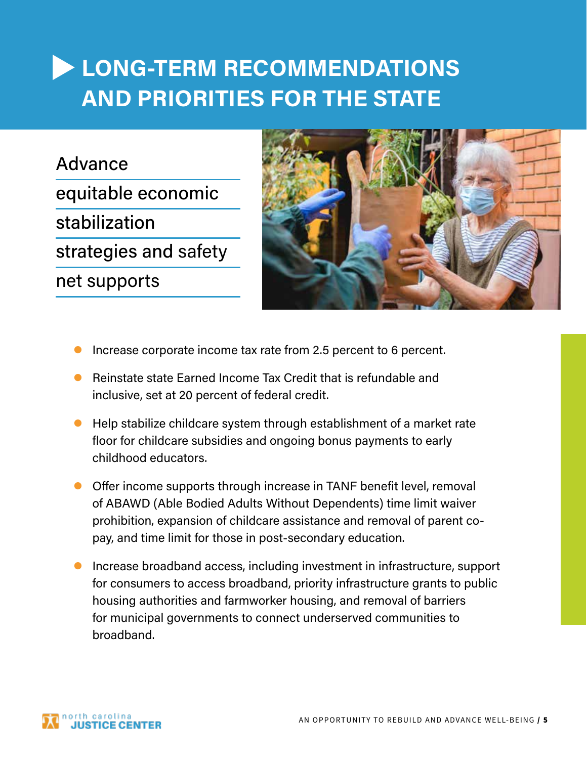# LONG-TERM RECOMMENDATIONS AND PRIORITIES FOR THE STATE

## Advance equitable economic stabilization strategies and safety net supports

- Increase corporate income tax rate from 2.5 percent to 6 percent.
- Reinstate state Earned Income Tax Credit that is refundable and inclusive, set at 20 percent of federal credit.
- Help stabilize childcare system through establishment of a market rate floor for childcare subsidies and ongoing bonus payments to early childhood educators.
- Offer income supports through increase in TANF benefit level, removal of ABAWD (Able Bodied Adults Without Dependents) time limit waiver prohibition, expansion of childcare assistance and removal of parent co-pay, and time limit for those in post-secondary education.
- Increase broadband access, including investment in infrastructure, support for consumers to access broadband, priority infrastructure grants to public housing authorities and farmworker housing, and removal of barriers for municipal governments to connect underserved communities to broadband.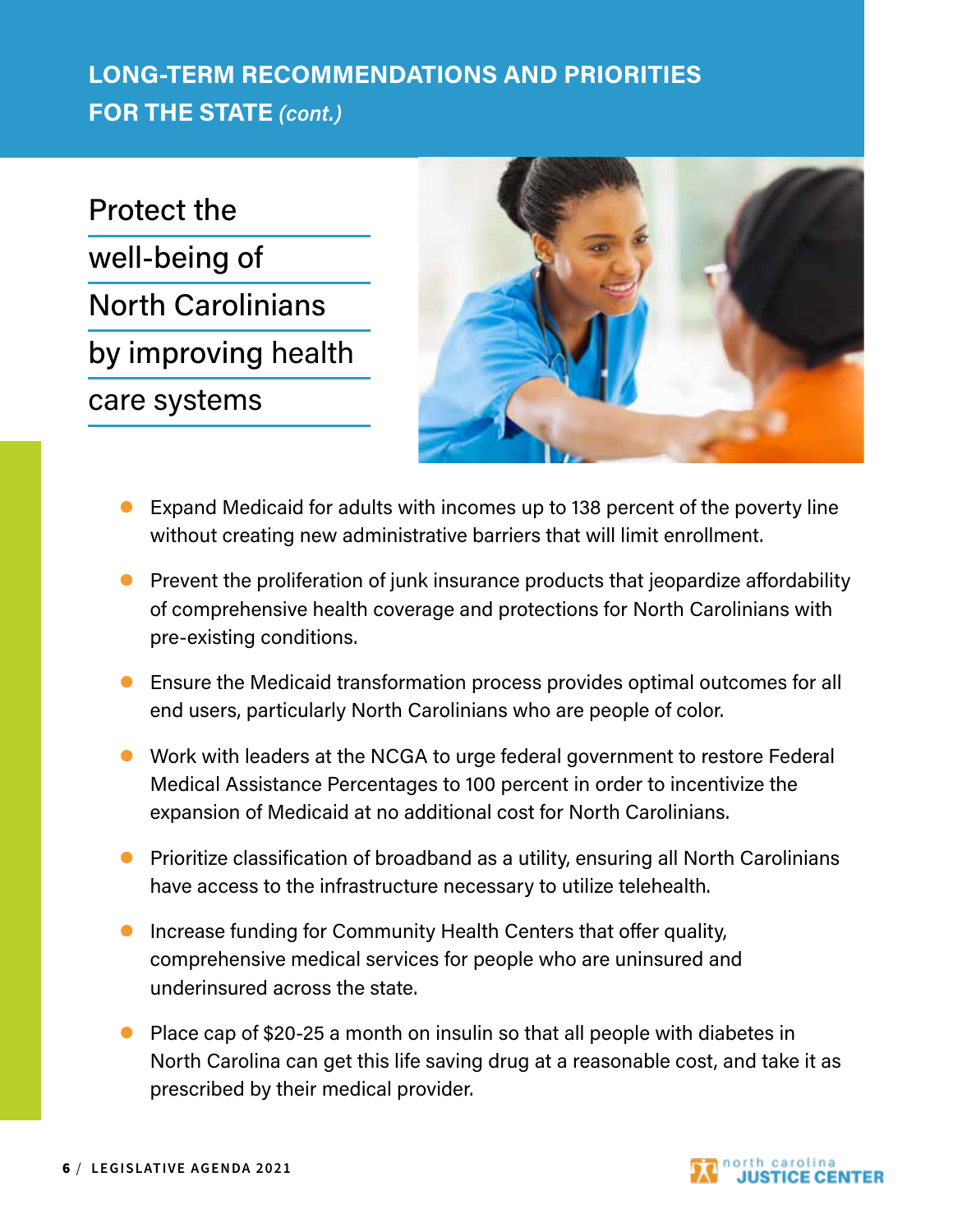## LONG-TERM RECOMMENDATIONS AND PRIORITIES FOR THE STATE *(cont.)*

### Protect the well-being of North Carolinians by improving health care systems

- Expand Medicaid for adults with incomes up to 138 percent of the poverty line without creating new administrative barriers that will limit enrollment.
- Prevent the proliferation of junk insurance products that jeopardize affordability of comprehensive health coverage and protections for North Carolinians with pre-existing conditions.
- Ensure the Medicaid transformation process provides optimal outcomes for all end users, particularly North Carolinians who are people of color.
- Work with leaders at the NCGA to urge federal government to restore Federal Medical Assistance Percentages to 100 percent in order to incentivize the expansion of Medicaid at no additional cost for North Carolinians.
- Prioritize classification of broadband as a utility, ensuring all North Carolinians have access to the infrastructure necessary to utilize telehealth.
- Increase funding for Community Health Centers that offer quality, comprehensive medical services for people who are uninsured and underinsured across the state.
- Place cap of $20-25 a month on insulin so that all people with diabetes in North Carolina can get this life saving drug at a reasonable cost, and take it as prescribed by their medical provider.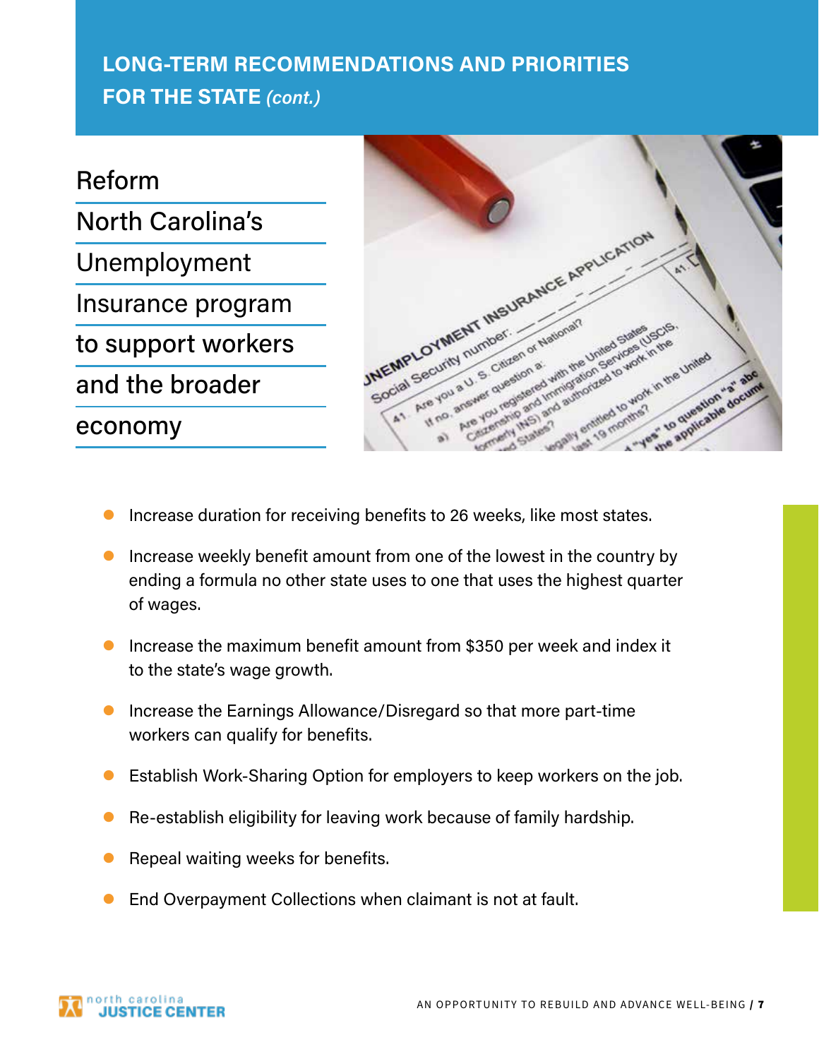## LONG-TERM RECOMMENDATIONS AND PRIORITIES FOR THE STATE *(cont.)*

### Reform North Carolina's Unemployment Insurance program to support workers and the broader economy

- Increase duration for receiving benefits to 26 weeks, like most states.
- Increase weekly benefit amount from one of the lowest in the country by ending a formula no other state uses to one that uses the highest quarter of wages.
- Increase the maximum benefit amount from $350 per week and index it to the state's wage growth.
- Increase the Earnings Allowance/Disregard so that more part-time workers can qualify for benefits.
- Establish Work-Sharing Option for employers to keep workers on the job.
- Re-establish eligibility for leaving work because of family hardship.
- Repeal waiting weeks for benefits.
- End Overpayment Collections when claimant is not at fault.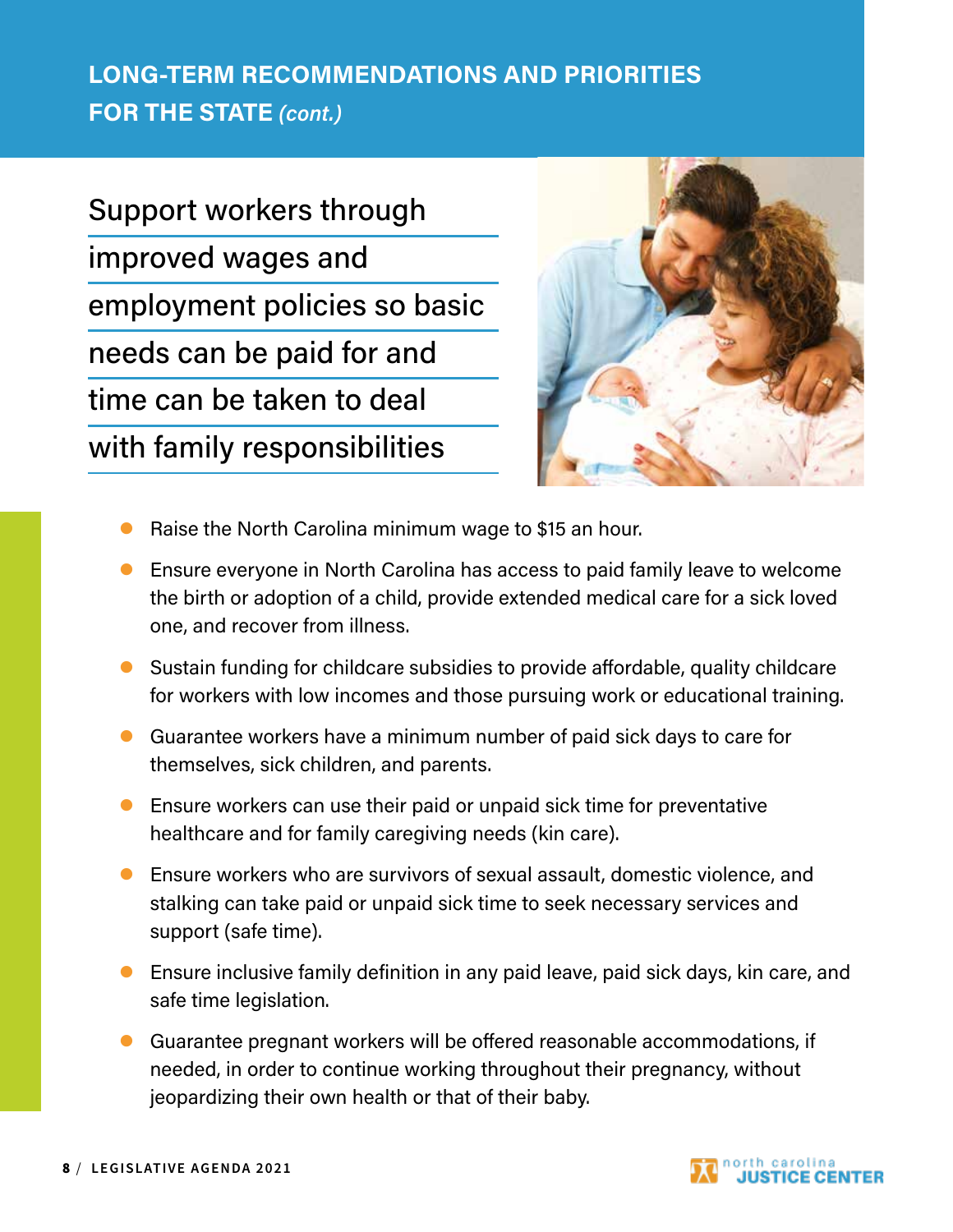## LONG-TERM RECOMMENDATIONS AND PRIORITIES FOR THE STATE *(cont.)*

### Support workers through improved wages and employment policies so basic needs can be paid for and time can be taken to deal with family responsibilities

- Raise the North Carolina minimum wage to $15 an hour.
- Ensure everyone in North Carolina has access to paid family leave to welcome the birth or adoption of a child, provide extended medical care for a sick loved one, and recover from illness.
- Sustain funding for childcare subsidies to provide affordable, quality childcare for workers with low incomes and those pursuing work or educational training.
- Guarantee workers have a minimum number of paid sick days to care for themselves, sick children, and parents.
- Ensure workers can use their paid or unpaid sick time for preventative healthcare and for family caregiving needs (kin care).
- Ensure workers who are survivors of sexual assault, domestic violence, and stalking can take paid or unpaid sick time to seek necessary services and support (safe time).
- Ensure inclusive family definition in any paid leave, paid sick days, kin care, and safe time legislation.
- Guarantee pregnant workers will be offered reasonable accommodations, if needed, in order to continue working throughout their pregnancy, without jeopardizing their own health or that of their baby.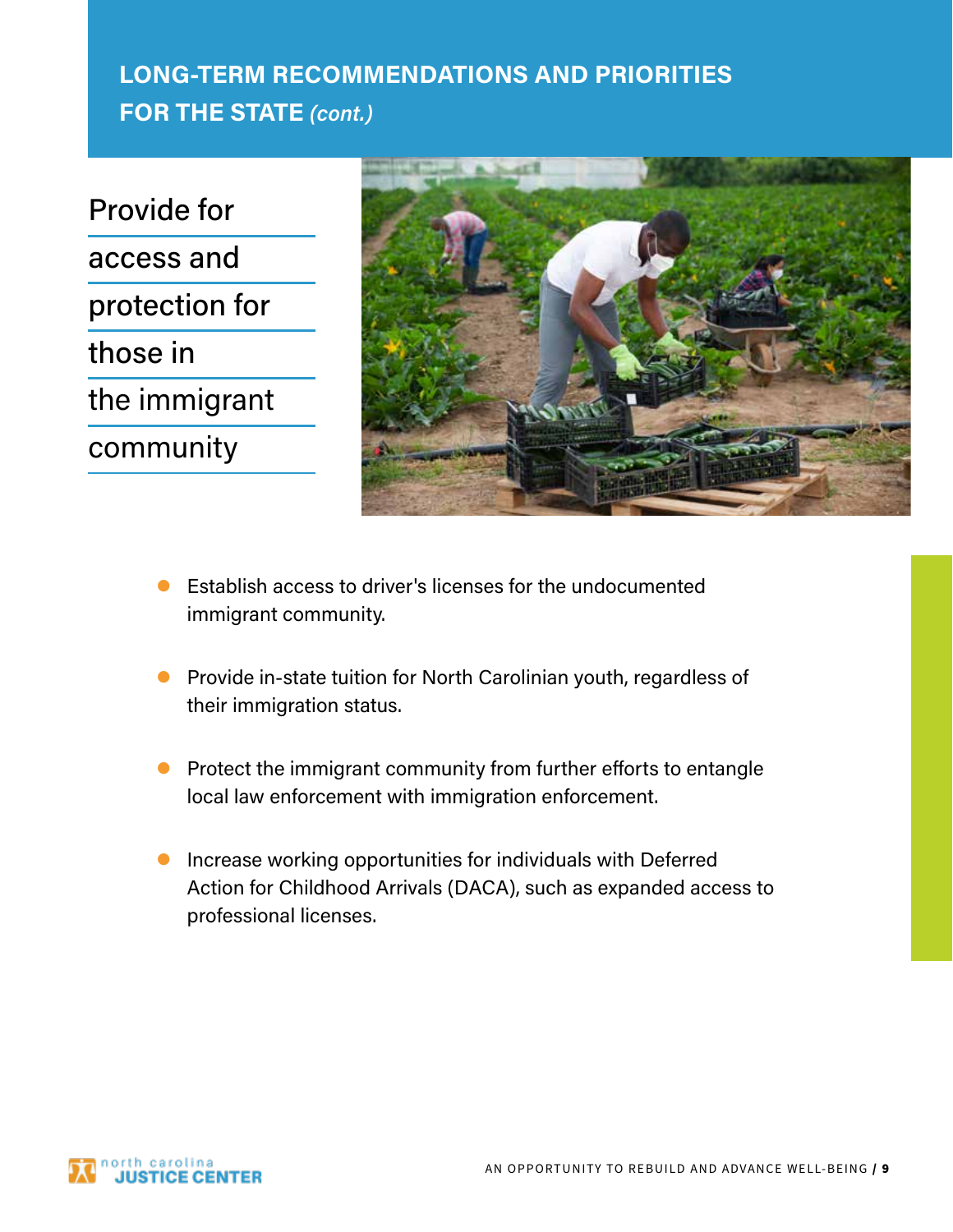## LONG-TERM RECOMMENDATIONS AND PRIORITIES FOR THE STATE *(cont.)*

### Provide for access and protection for those in the immigrant community

- Establish access to driver's licenses for the undocumented immigrant community.
- Provide in-state tuition for North Carolinian youth, regardless of their immigration status.
- Protect the immigrant community from further efforts to entangle local law enforcement with immigration enforcement.
- Increase working opportunities for individuals with Deferred Action for Childhood Arrivals (DACA), such as expanded access to professional licenses.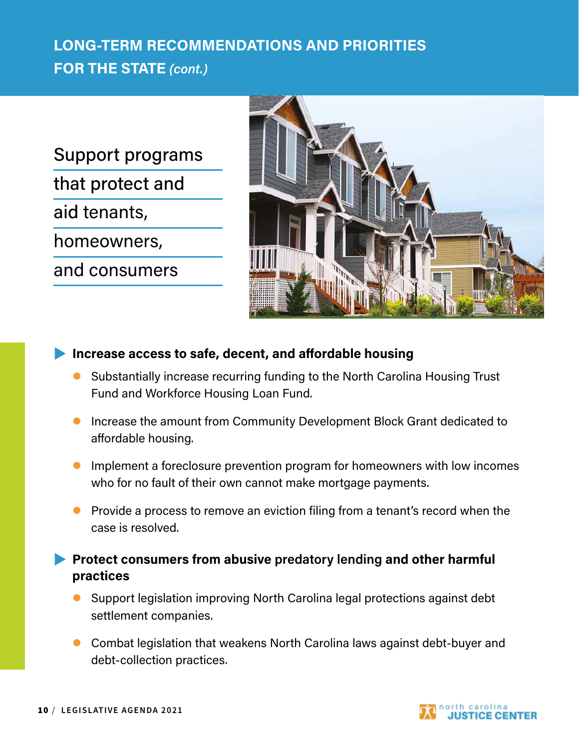## LONG-TERM RECOMMENDATIONS AND PRIORITIES FOR THE STATE *(cont.)*

### Support programs that protect and aid tenants, homeowners, and consumers

**Increase access to safe, decent, and affordable housing**

- Substantially increase recurring funding to the North Carolina Housing Trust Fund and Workforce Housing Loan Fund.
- Increase the amount from Community Development Block Grant dedicated to affordable housing.
- Implement a foreclosure prevention program for homeowners with low incomes who for no fault of their own cannot make mortgage payments.
- Provide a process to remove an eviction filing from a tenant's record when the case is resolved.

**Protect consumers from abusive predatory lending and other harmful practices**

- Support legislation improving North Carolina legal protections against debt settlement companies.
- Combat legislation that weakens North Carolina laws against debt-buyer and debt-collection practices.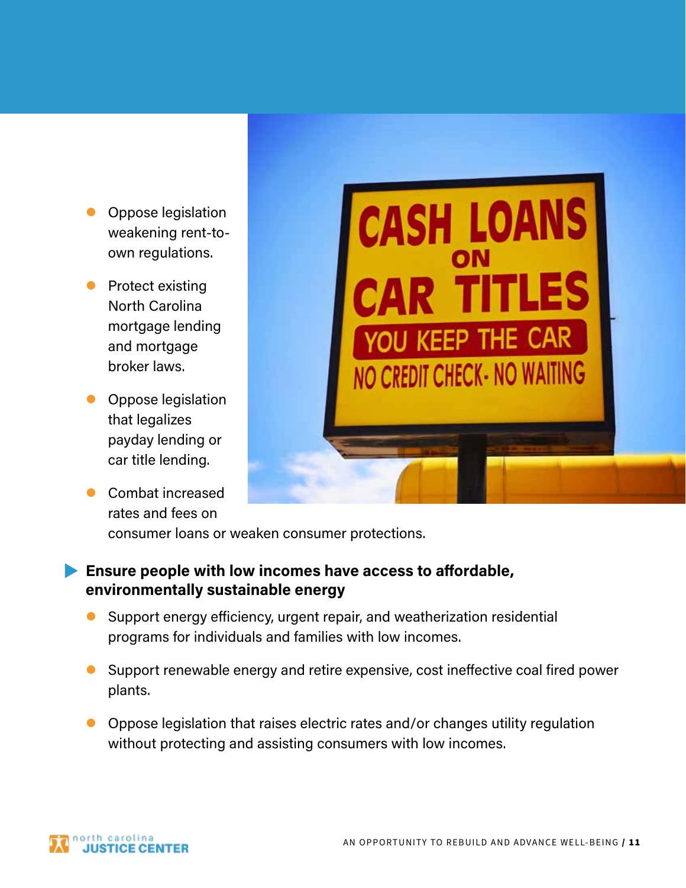- Oppose legislation weakening rent-to-own regulations.
- Protect existing North Carolina mortgage lending and mortgage broker laws.
- Oppose legislation that legalizes payday lending or car title lending.
- Combat increased rates and fees on consumer loans or weaken consumer protections.

**Ensure people with low incomes have access to affordable, environmentally sustainable energy**

- Support energy efficiency, urgent repair, and weatherization residential programs for individuals and families with low incomes.
- Support renewable energy and retire expensive, cost ineffective coal fired power plants.
- Oppose legislation that raises electric rates and/or changes utility regulation without protecting and assisting consumers with low incomes.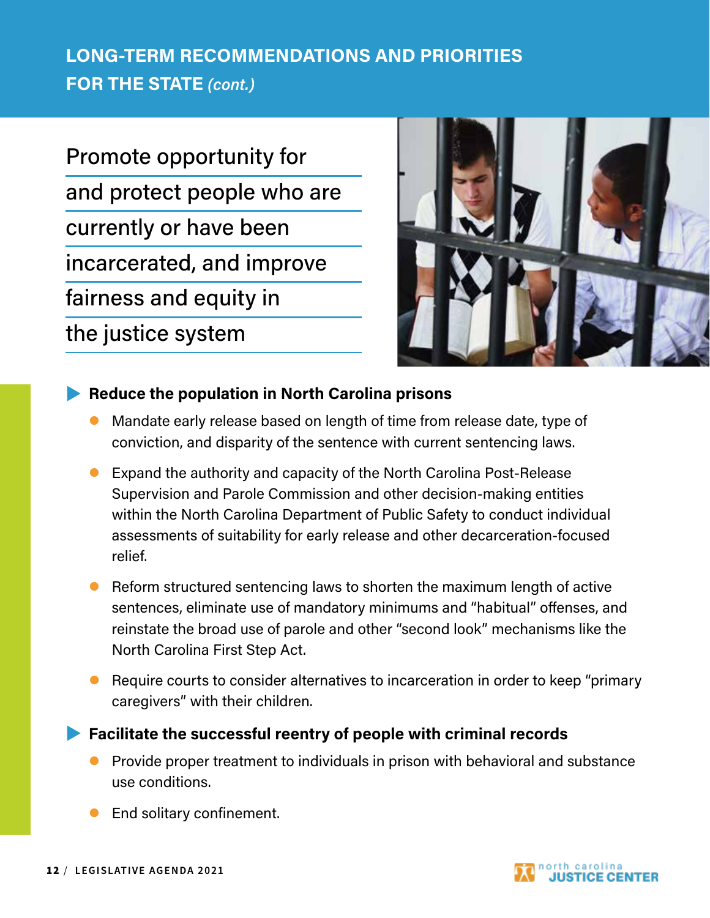## LONG-TERM RECOMMENDATIONS AND PRIORITIES FOR THE STATE *(cont.)*

### Promote opportunity for and protect people who are currently or have been incarcerated, and improve fairness and equity in the justice system

**Reduce the population in North Carolina prisons**

- Mandate early release based on length of time from release date, type of conviction, and disparity of the sentence with current sentencing laws.
- Expand the authority and capacity of the North Carolina Post-Release Supervision and Parole Commission and other decision-making entities within the North Carolina Department of Public Safety to conduct individual assessments of suitability for early release and other decarceration-focused relief.
- Reform structured sentencing laws to shorten the maximum length of active sentences, eliminate use of mandatory minimums and "habitual" offenses, and reinstate the broad use of parole and other "second look" mechanisms like the North Carolina First Step Act.
- Require courts to consider alternatives to incarceration in order to keep "primary caregivers" with their children.

**Facilitate the successful reentry of people with criminal records**

- Provide proper treatment to individuals in prison with behavioral and substance use conditions.
- End solitary confinement.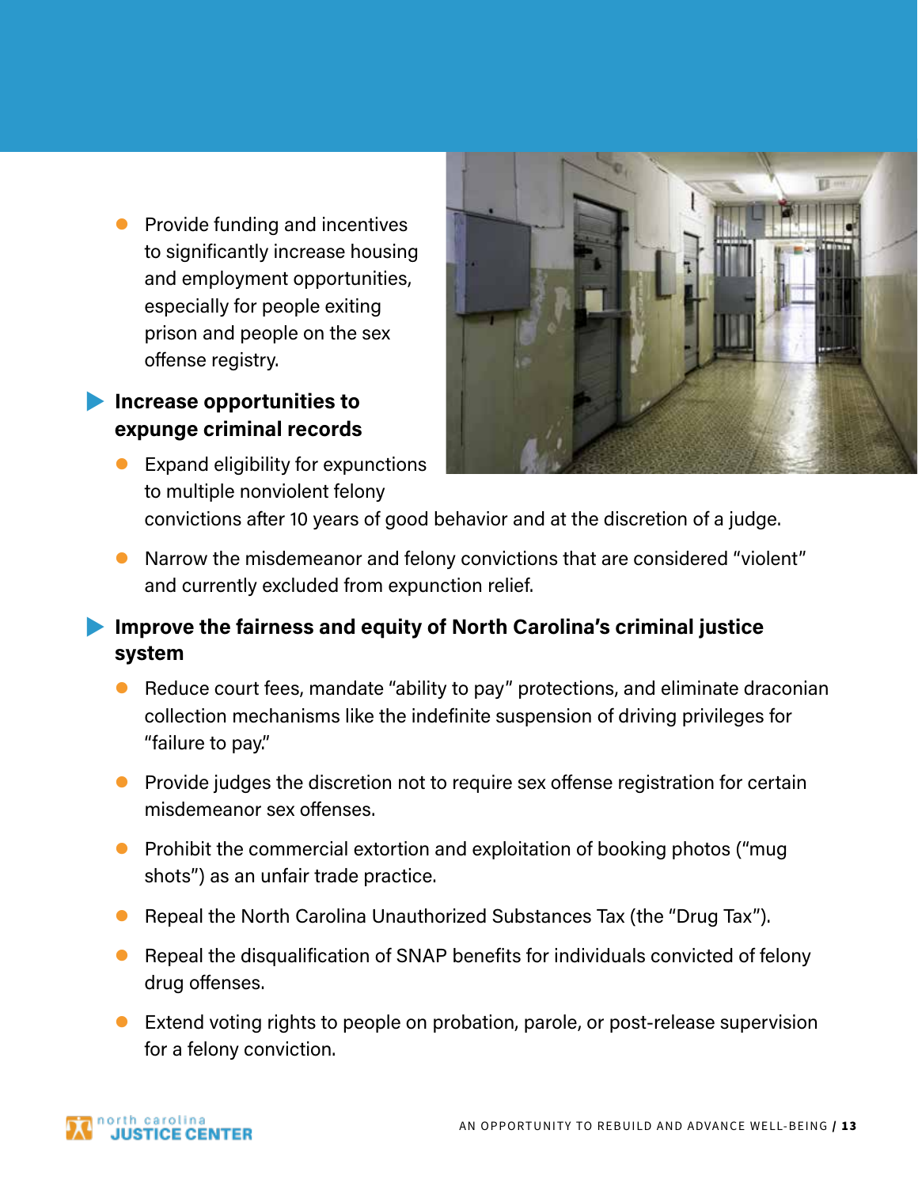- Provide funding and incentives to significantly increase housing and employment opportunities, especially for people exiting prison and people on the sex offense registry.

### Increase opportunities to expunge criminal records

- Expand eligibility for expunctions to multiple nonviolent felony convictions after 10 years of good behavior and at the discretion of a judge.
- Narrow the misdemeanor and felony convictions that are considered "violent" and currently excluded from expunction relief.

### Improve the fairness and equity of North Carolina's criminal justice system

- Reduce court fees, mandate "ability to pay" protections, and eliminate draconian collection mechanisms like the indefinite suspension of driving privileges for "failure to pay."
- Provide judges the discretion not to require sex offense registration for certain misdemeanor sex offenses.
- Prohibit the commercial extortion and exploitation of booking photos ("mug shots") as an unfair trade practice.
- Repeal the North Carolina Unauthorized Substances Tax (the "Drug Tax").
- Repeal the disqualification of SNAP benefits for individuals convicted of felony drug offenses.
- Extend voting rights to people on probation, parole, or post-release supervision for a felony conviction.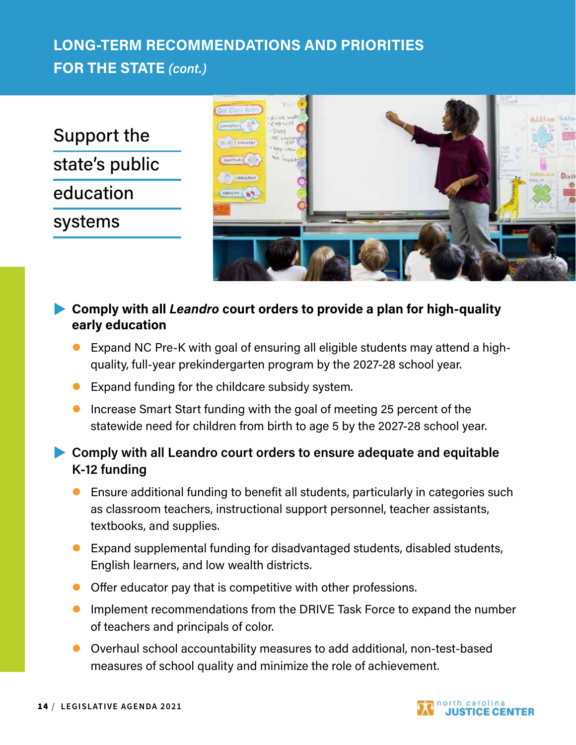## LONG-TERM RECOMMENDATIONS AND PRIORITIES FOR THE STATE *(cont.)*

### Support the state's public education systems

**Comply with all *Leandro* court orders to provide a plan for high-quality early education**

- Expand NC Pre-K with goal of ensuring all eligible students may attend a high-quality, full-year prekindergarten program by the 2027-28 school year.
- Expand funding for the childcare subsidy system.
- Increase Smart Start funding with the goal of meeting 25 percent of the statewide need for children from birth to age 5 by the 2027-28 school year.

**Comply with all Leandro court orders to ensure adequate and equitable K-12 funding**

- Ensure additional funding to benefit all students, particularly in categories such as classroom teachers, instructional support personnel, teacher assistants, textbooks, and supplies.
- Expand supplemental funding for disadvantaged students, disabled students, English learners, and low wealth districts.
- Offer educator pay that is competitive with other professions.
- Implement recommendations from the DRIVE Task Force to expand the number of teachers and principals of color.
- Overhaul school accountability measures to add additional, non-test-based measures of school quality and minimize the role of achievement.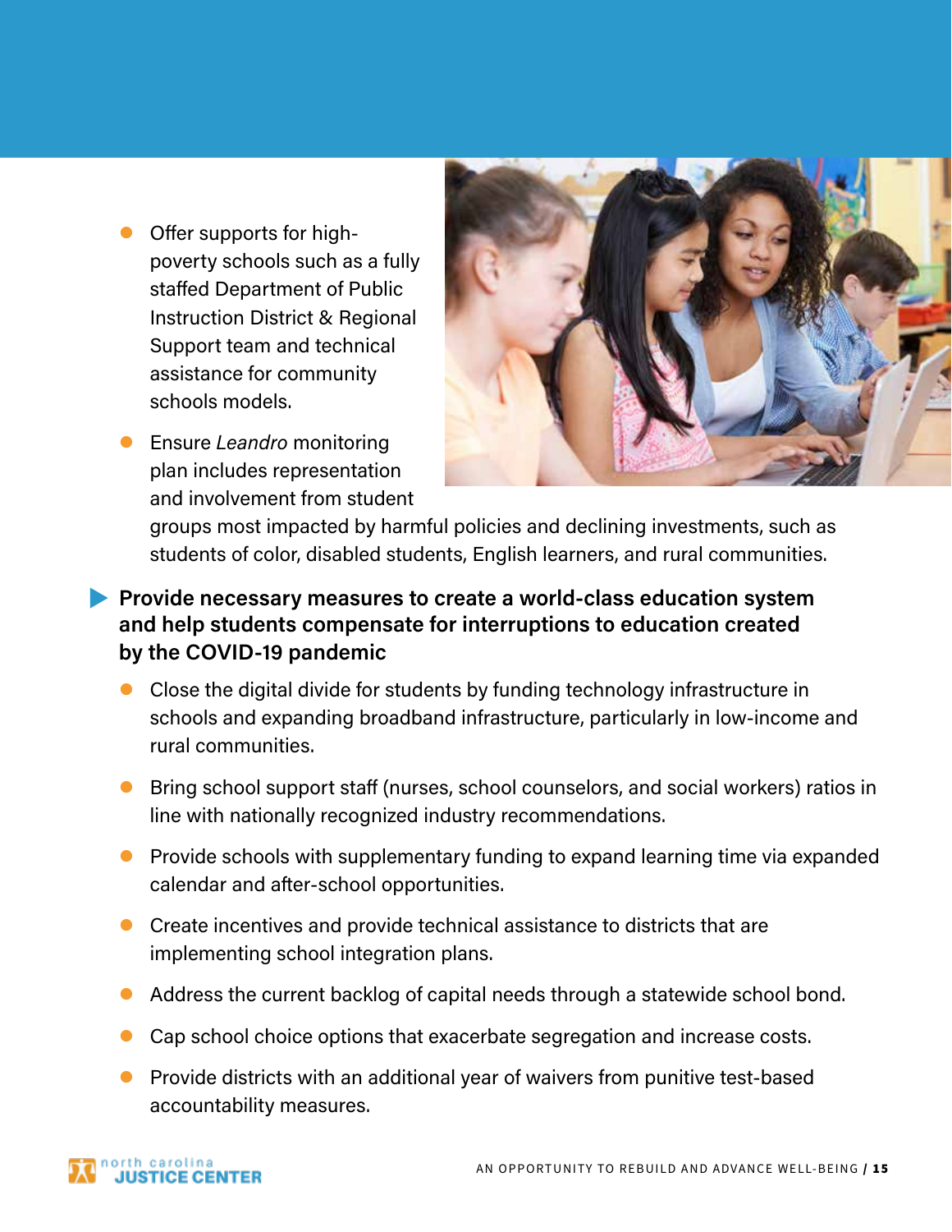- Offer supports for high-poverty schools such as a fully staffed Department of Public Instruction District & Regional Support team and technical assistance for community schools models.
- Ensure *Leandro* monitoring plan includes representation and involvement from student groups most impacted by harmful policies and declining investments, such as students of color, disabled students, English learners, and rural communities.

**Provide necessary measures to create a world-class education system and help students compensate for interruptions to education created by the COVID-19 pandemic**

- Close the digital divide for students by funding technology infrastructure in schools and expanding broadband infrastructure, particularly in low-income and rural communities.
- Bring school support staff (nurses, school counselors, and social workers) ratios in line with nationally recognized industry recommendations.
- Provide schools with supplementary funding to expand learning time via expanded calendar and after-school opportunities.
- Create incentives and provide technical assistance to districts that are implementing school integration plans.
- Address the current backlog of capital needs through a statewide school bond.
- Cap school choice options that exacerbate segregation and increase costs.
- Provide districts with an additional year of waivers from punitive test-based accountability measures.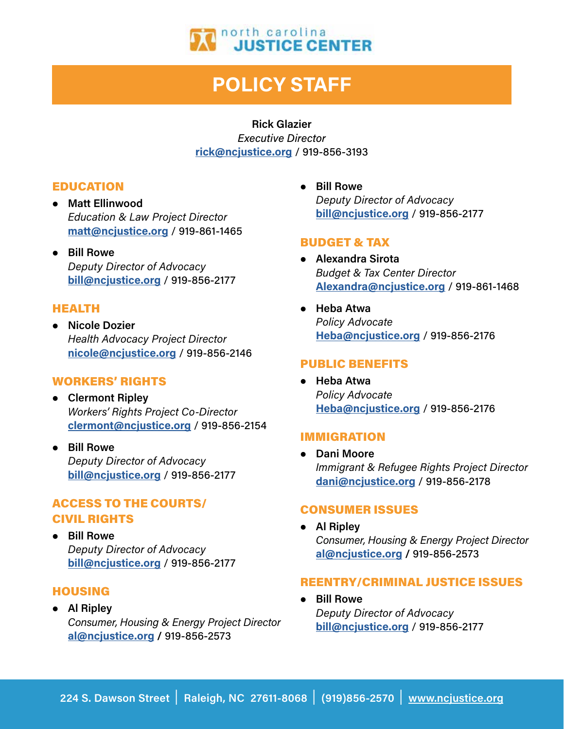north carolina **JUSTICE CENTER**

# POLICY STAFF

**Rick Glazier**
*Executive Director*
rick@ncjustice.org / 919-856-3193

## EDUCATION

- **Matt Ellinwood**
  *Education & Law Project Director*
  matt@ncjustice.org / 919-861-1465

- **Bill Rowe**
  *Deputy Director of Advocacy*
  bill@ncjustice.org / 919-856-2177

## HEALTH

- **Nicole Dozier**
  *Health Advocacy Project Director*
  nicole@ncjustice.org / 919-856-2146

## WORKERS' RIGHTS

- **Clermont Ripley**
  *Workers' Rights Project Co-Director*
  clermont@ncjustice.org / 919-856-2154

- **Bill Rowe**
  *Deputy Director of Advocacy*
  bill@ncjustice.org / 919-856-2177

## ACCESS TO THE COURTS/ CIVIL RIGHTS

- **Bill Rowe**
  *Deputy Director of Advocacy*
  bill@ncjustice.org / 919-856-2177

## HOUSING

- **Al Ripley**
  *Consumer, Housing & Energy Project Director*
  al@ncjustice.org / 919-856-2573

- **Bill Rowe**
  *Deputy Director of Advocacy*
  bill@ncjustice.org / 919-856-2177

## BUDGET & TAX

- **Alexandra Sirota**
  *Budget & Tax Center Director*
  Alexandra@ncjustice.org / 919-861-1468

- **Heba Atwa**
  *Policy Advocate*
  Heba@ncjustice.org / 919-856-2176

## PUBLIC BENEFITS

- **Heba Atwa**
  *Policy Advocate*
  Heba@ncjustice.org / 919-856-2176

## IMMIGRATION

- **Dani Moore**
  *Immigrant & Refugee Rights Project Director*
  dani@ncjustice.org / 919-856-2178

## CONSUMER ISSUES

- **Al Ripley**
  *Consumer, Housing & Energy Project Director*
  al@ncjustice.org / 919-856-2573

## REENTRY/CRIMINAL JUSTICE ISSUES

- **Bill Rowe**
  *Deputy Director of Advocacy*
  bill@ncjustice.org / 919-856-2177

224 S. Dawson Street | Raleigh, NC 27611-8068 | (919)856-2570 | www.ncjustice.org